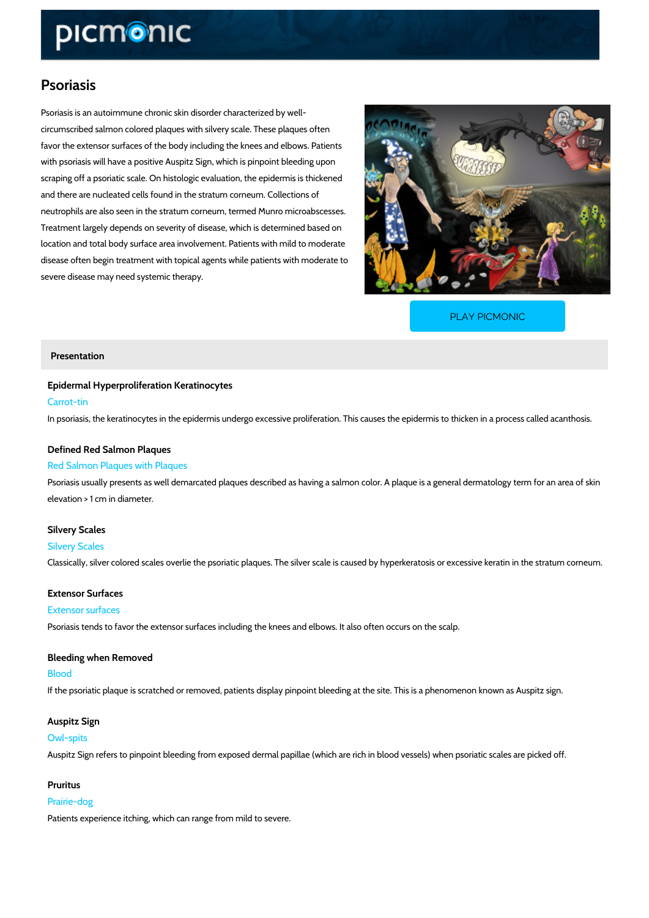# Psoriasis

Psoriasis is an autoimmune chronic skin disorder characterized by well-circumscribed salmon colored plaques with silvery scale. These plaques often favor the extensor surfaces of the body including the knees and elbows. Patients with psoriasis will have a positive Auspitz Sign, which is pinpoint bleeding upon scraping off a psoriatic scale. On histologic evaluation, the epidermis is thickened and there are nucleated cells found in the stratum corneum. Collections of neutrophils are also seen in the stratum corneum, termed Munro microabscesses. Treatment largely depends on severity of disease, which is determined based on location and total body surface area involvement. Patients with mild to moderate disease often begin treatment with topical agents while patients with moderate to severe disease may need systemic therapy.

PLAY PICMONIC

## Presentation

### Epidermal Hyperproliferation Keratinocytes

Carrot-tin

In psoriasis, the keratinocytes in the epidermis undergo excessive proliferation. This causes the epidermis to thicken in a process called acanthosis.

### Defined Red Salmon Plaques

Red Salmon Plaques with Plaques

Psoriasis usually presents as well demarcated plaques described as having a salmon color. A plaque is a general dermatology term for an area of skin elevation > 1 cm in diameter.

### Silvery Scales

Silvery Scales

Classically, silver colored scales overlie the psoriatic plaques. The silver scale is caused by hyperkeratosis or excessive keratin in the stratum corneum.

### Extensor Surfaces

Extensor surfaces

Psoriasis tends to favor the extensor surfaces including the knees and elbows. It also often occurs on the scalp.

### Bleeding when Removed

Blood

If the psoriatic plaque is scratched or removed, patients display pinpoint bleeding at the site. This is a phenomenon known as Auspitz sign.

### Auspitz Sign

Owl-spits

Auspitz Sign refers to pinpoint bleeding from exposed dermal papillae (which are rich in blood vessels) when psoriatic scales are picked off.

### Pruritus

Prairie-dog

Patients experience itching, which can range from mild to severe.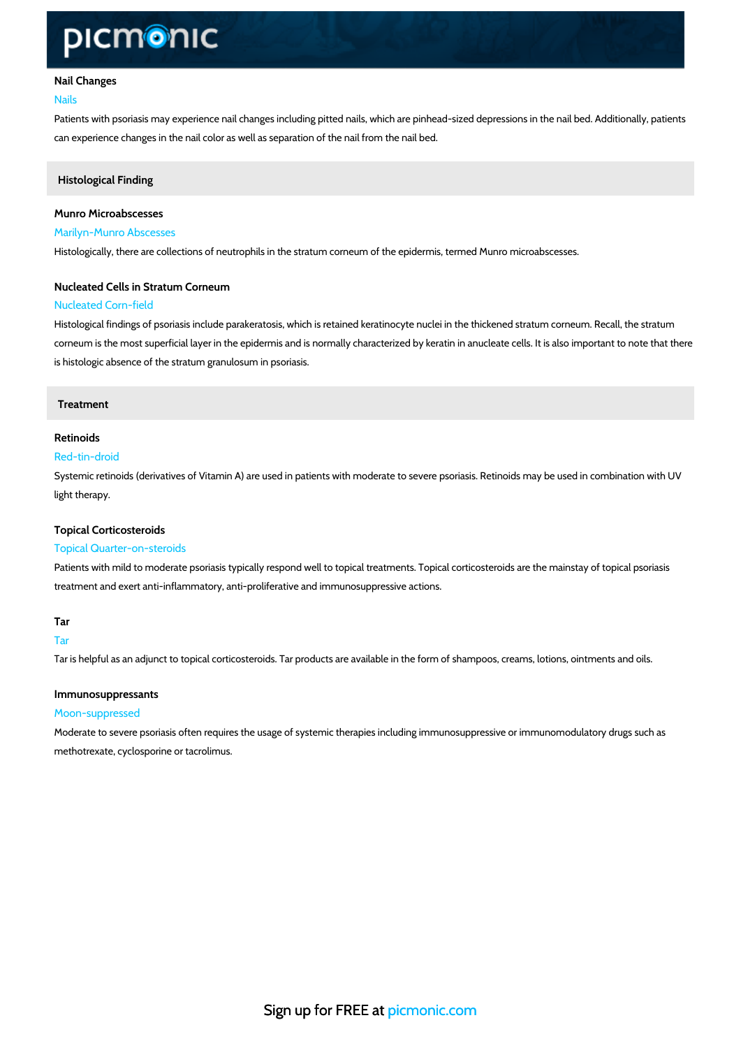#### Nail Changes

Nails

Patients with psoriasis may experience nail changes including pitted nails, which are pinhead-sized depressions in the nail bed. Additionally, patients can experience changes in the nail color as well as separation of the nail from the nail bed.

### Histological Finding

#### Munro Microabscesses

Marilyn-Munro Abscesses

Histologically, there are collections of neutrophils in the stratum corneum of the epidermis, termed Munro microabscesses.

#### Nucleated Cells in Stratum Corneum

Nucleated Corn-field

Histological findings of psoriasis include parakeratosis, which is retained keratinocyte nuclei in the thickened stratum corneum. Recall, the stratum corneum is the most superficial layer in the epidermis and is normally characterized by keratin in anucleate cells. It is also important to note that there is histologic absence of the stratum granulosum in psoriasis.

### Treatment

#### Retinoids

Red-tin-droid

Systemic retinoids (derivatives of Vitamin A) are used in patients with moderate to severe psoriasis. Retinoids may be used in combination with UV light therapy.

#### Topical Corticosteroids

Topical Quarter-on-steroids

Patients with mild to moderate psoriasis typically respond well to topical treatments. Topical corticosteroids are the mainstay of topical psoriasis treatment and exert anti-inflammatory, anti-proliferative and immunosuppressive actions.

#### Tar

Tar

Tar is helpful as an adjunct to topical corticosteroids. Tar products are available in the form of shampoos, creams, lotions, ointments and oils.

#### Immunosuppressants

Moon-suppressed

Moderate to severe psoriasis often requires the usage of systemic therapies including immunosuppressive or immunomodulatory drugs such as methotrexate, cyclosporine or tacrolimus.